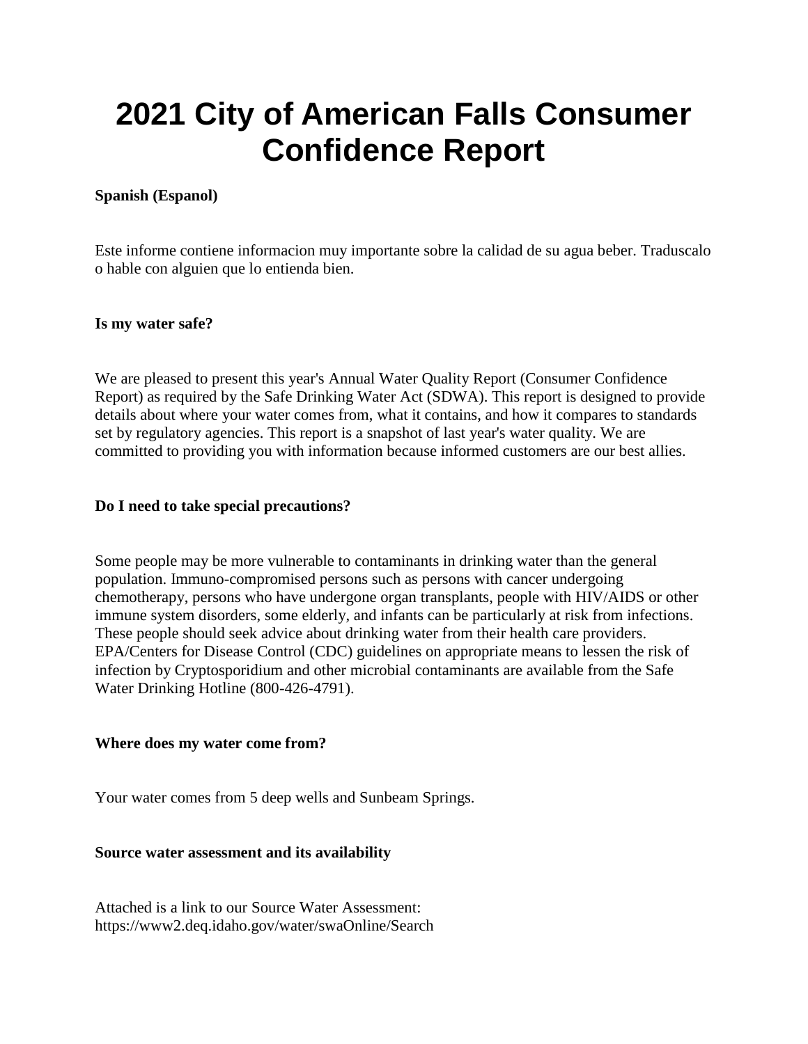# 2021 City of American Falls Consumer Confidence Report

**Spanish (Espanol)**

Este informe contiene informacion muy importante sobre la calidad de su agua beber. Traduscalo o hable con alguien que lo entienda bien.

**Is my water safe?**

We are pleased to present this year's Annual Water Quality Report (Consumer Confidence Report) as required by the Safe Drinking Water Act (SDWA). This report is designed to provide details about where your water comes from, what it contains, and how it compares to standards set by regulatory agencies. This report is a snapshot of last year's water quality. We are committed to providing you with information because informed customers are our best allies.

**Do I need to take special precautions?**

Some people may be more vulnerable to contaminants in drinking water than the general population. Immuno-compromised persons such as persons with cancer undergoing chemotherapy, persons who have undergone organ transplants, people with HIV/AIDS or other immune system disorders, some elderly, and infants can be particularly at risk from infections. These people should seek advice about drinking water from their health care providers. EPA/Centers for Disease Control (CDC) guidelines on appropriate means to lessen the risk of infection by Cryptosporidium and other microbial contaminants are available from the Safe Water Drinking Hotline (800-426-4791).

**Where does my water come from?**

Your water comes from 5 deep wells and Sunbeam Springs.

**Source water assessment and its availability**

Attached is a link to our Source Water Assessment: https://www2.deq.idaho.gov/water/swaOnline/Search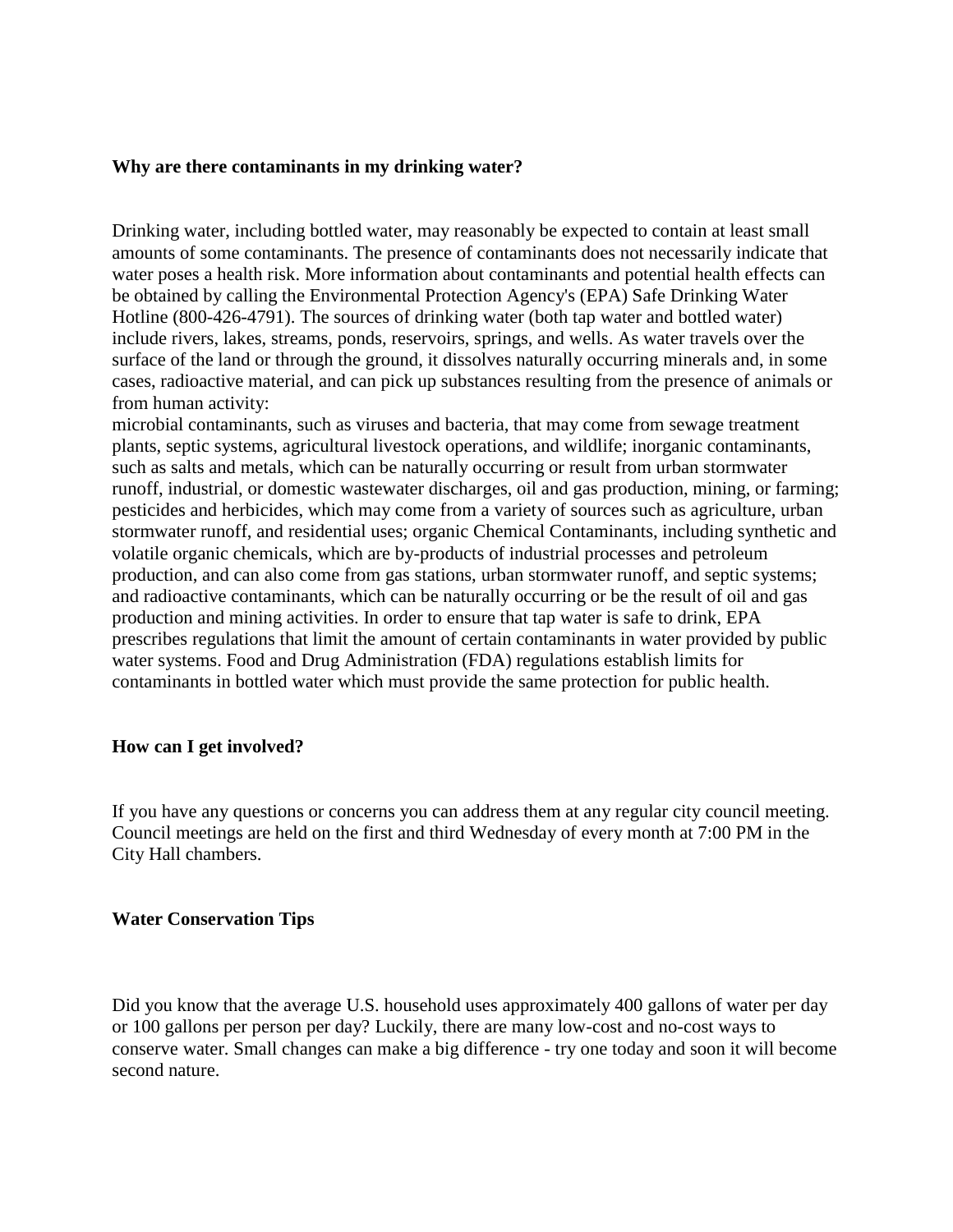**Why are there contaminants in my drinking water?**

Drinking water, including bottled water, may reasonably be expected to contain at least small amounts of some contaminants. The presence of contaminants does not necessarily indicate that water poses a health risk. More information about contaminants and potential health effects can be obtained by calling the Environmental Protection Agency's (EPA) Safe Drinking Water Hotline (800-426-4791). The sources of drinking water (both tap water and bottled water) include rivers, lakes, streams, ponds, reservoirs, springs, and wells. As water travels over the surface of the land or through the ground, it dissolves naturally occurring minerals and, in some cases, radioactive material, and can pick up substances resulting from the presence of animals or from human activity:
microbial contaminants, such as viruses and bacteria, that may come from sewage treatment plants, septic systems, agricultural livestock operations, and wildlife; inorganic contaminants, such as salts and metals, which can be naturally occurring or result from urban stormwater runoff, industrial, or domestic wastewater discharges, oil and gas production, mining, or farming; pesticides and herbicides, which may come from a variety of sources such as agriculture, urban stormwater runoff, and residential uses; organic Chemical Contaminants, including synthetic and volatile organic chemicals, which are by-products of industrial processes and petroleum production, and can also come from gas stations, urban stormwater runoff, and septic systems; and radioactive contaminants, which can be naturally occurring or be the result of oil and gas production and mining activities. In order to ensure that tap water is safe to drink, EPA prescribes regulations that limit the amount of certain contaminants in water provided by public water systems. Food and Drug Administration (FDA) regulations establish limits for contaminants in bottled water which must provide the same protection for public health.

**How can I get involved?**

If you have any questions or concerns you can address them at any regular city council meeting. Council meetings are held on the first and third Wednesday of every month at 7:00 PM in the City Hall chambers.

**Water Conservation Tips**

Did you know that the average U.S. household uses approximately 400 gallons of water per day or 100 gallons per person per day? Luckily, there are many low-cost and no-cost ways to conserve water. Small changes can make a big difference - try one today and soon it will become second nature.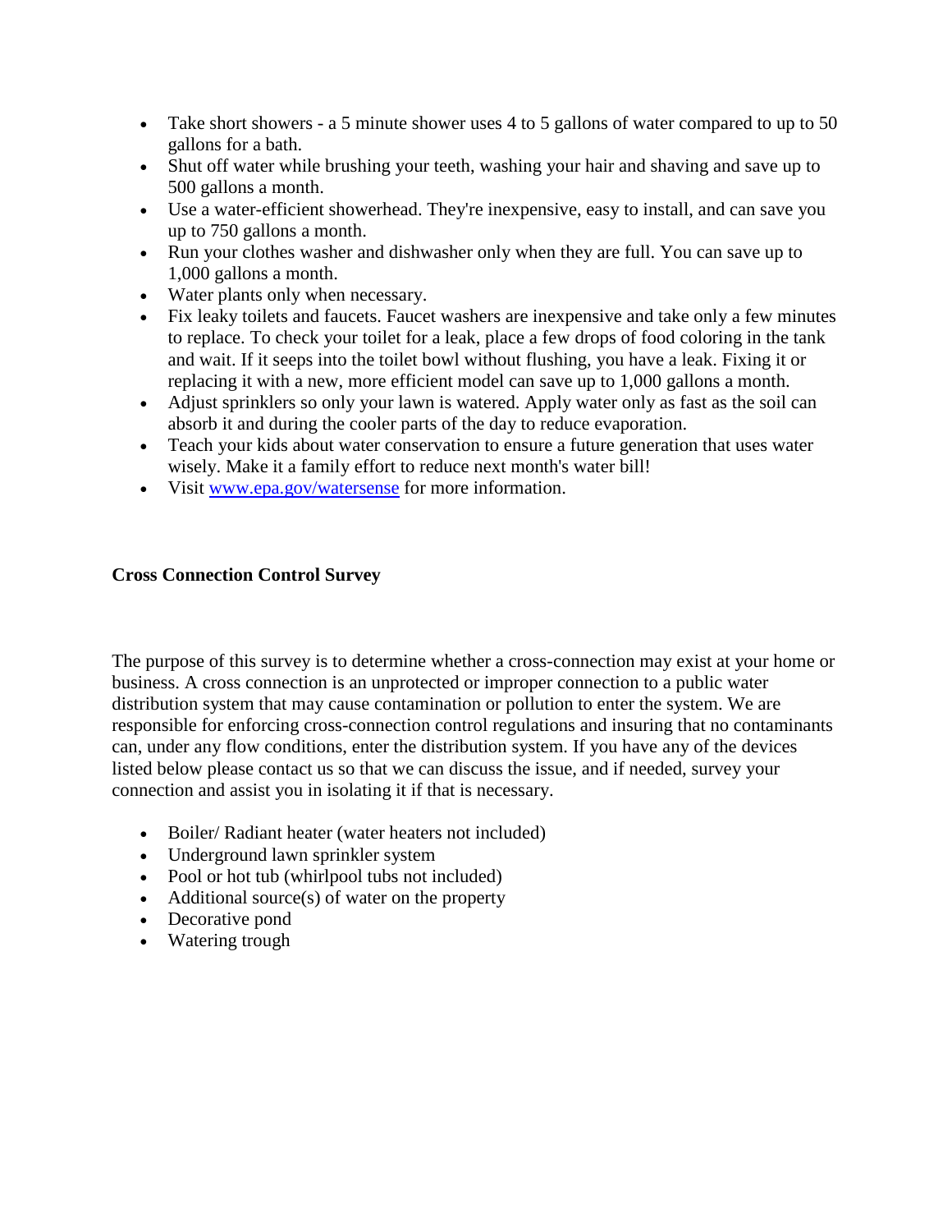- Take short showers - a 5 minute shower uses 4 to 5 gallons of water compared to up to 50 gallons for a bath.
- Shut off water while brushing your teeth, washing your hair and shaving and save up to 500 gallons a month.
- Use a water-efficient showerhead. They're inexpensive, easy to install, and can save you up to 750 gallons a month.
- Run your clothes washer and dishwasher only when they are full. You can save up to 1,000 gallons a month.
- Water plants only when necessary.
- Fix leaky toilets and faucets. Faucet washers are inexpensive and take only a few minutes to replace. To check your toilet for a leak, place a few drops of food coloring in the tank and wait. If it seeps into the toilet bowl without flushing, you have a leak. Fixing it or replacing it with a new, more efficient model can save up to 1,000 gallons a month.
- Adjust sprinklers so only your lawn is watered. Apply water only as fast as the soil can absorb it and during the cooler parts of the day to reduce evaporation.
- Teach your kids about water conservation to ensure a future generation that uses water wisely. Make it a family effort to reduce next month's water bill!
- Visit [www.epa.gov/watersense](http://www.epa.gov/watersense) for more information.

**Cross Connection Control Survey**

The purpose of this survey is to determine whether a cross-connection may exist at your home or business. A cross connection is an unprotected or improper connection to a public water distribution system that may cause contamination or pollution to enter the system. We are responsible for enforcing cross-connection control regulations and insuring that no contaminants can, under any flow conditions, enter the distribution system. If you have any of the devices listed below please contact us so that we can discuss the issue, and if needed, survey your connection and assist you in isolating it if that is necessary.

- Boiler/ Radiant heater (water heaters not included)
- Underground lawn sprinkler system
- Pool or hot tub (whirlpool tubs not included)
- Additional source(s) of water on the property
- Decorative pond
- Watering trough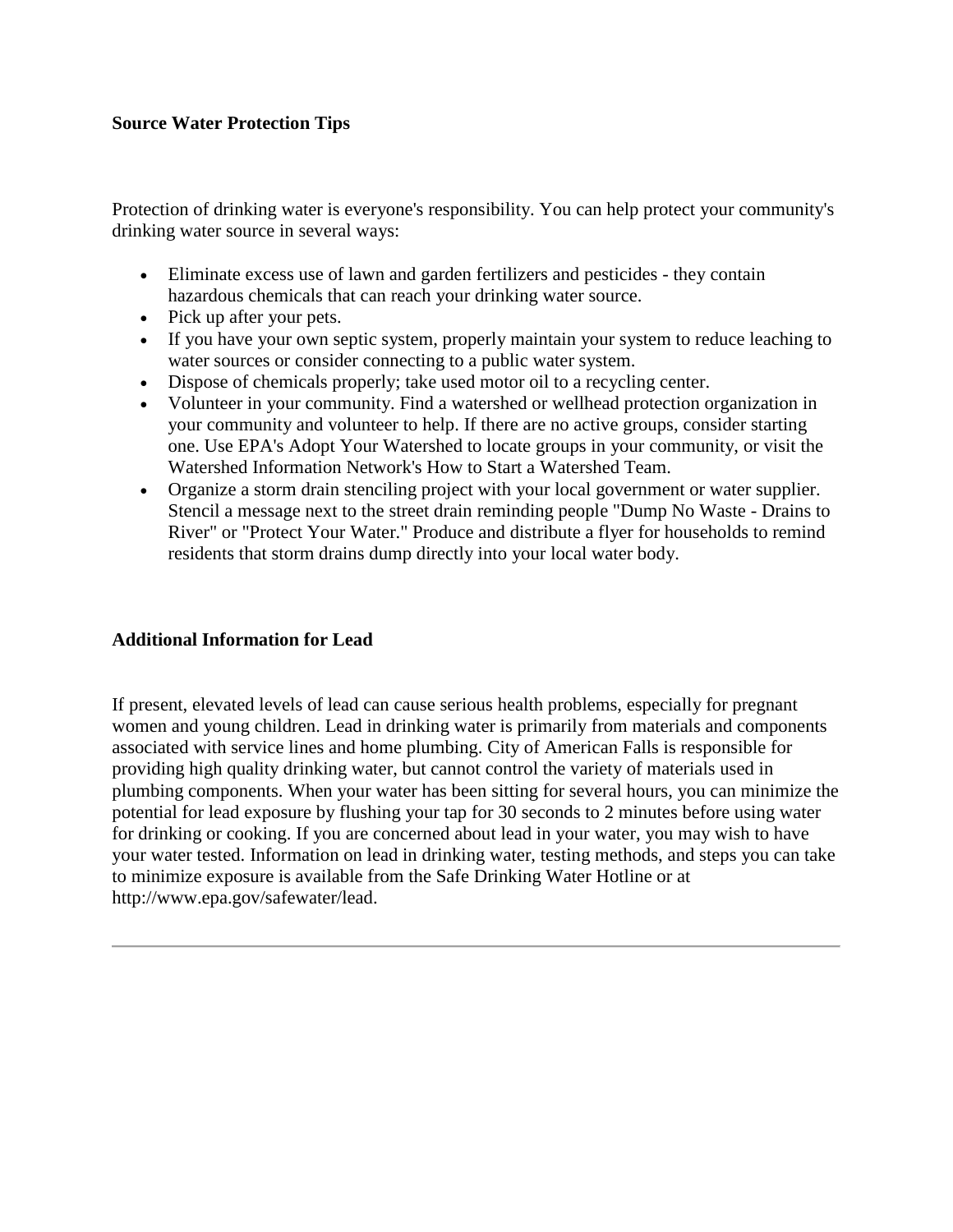**Source Water Protection Tips**

Protection of drinking water is everyone's responsibility. You can help protect your community's drinking water source in several ways:

- Eliminate excess use of lawn and garden fertilizers and pesticides - they contain hazardous chemicals that can reach your drinking water source.
- Pick up after your pets.
- If you have your own septic system, properly maintain your system to reduce leaching to water sources or consider connecting to a public water system.
- Dispose of chemicals properly; take used motor oil to a recycling center.
- Volunteer in your community. Find a watershed or wellhead protection organization in your community and volunteer to help. If there are no active groups, consider starting one. Use EPA's Adopt Your Watershed to locate groups in your community, or visit the Watershed Information Network's How to Start a Watershed Team.
- Organize a storm drain stenciling project with your local government or water supplier. Stencil a message next to the street drain reminding people "Dump No Waste - Drains to River" or "Protect Your Water." Produce and distribute a flyer for households to remind residents that storm drains dump directly into your local water body.

**Additional Information for Lead**

If present, elevated levels of lead can cause serious health problems, especially for pregnant women and young children. Lead in drinking water is primarily from materials and components associated with service lines and home plumbing. City of American Falls is responsible for providing high quality drinking water, but cannot control the variety of materials used in plumbing components. When your water has been sitting for several hours, you can minimize the potential for lead exposure by flushing your tap for 30 seconds to 2 minutes before using water for drinking or cooking. If you are concerned about lead in your water, you may wish to have your water tested. Information on lead in drinking water, testing methods, and steps you can take to minimize exposure is available from the Safe Drinking Water Hotline or at http://www.epa.gov/safewater/lead.

---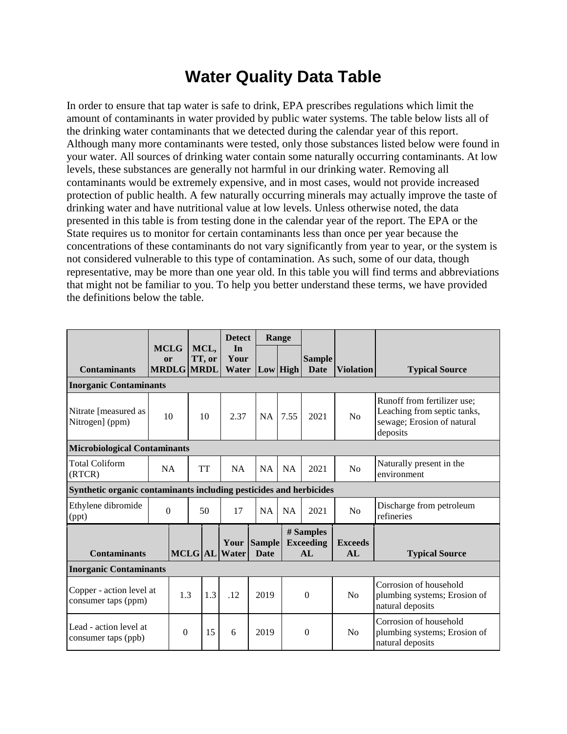# Water Quality Data Table

In order to ensure that tap water is safe to drink, EPA prescribes regulations which limit the amount of contaminants in water provided by public water systems. The table below lists all of the drinking water contaminants that we detected during the calendar year of this report. Although many more contaminants were tested, only those substances listed below were found in your water. All sources of drinking water contain some naturally occurring contaminants. At low levels, these substances are generally not harmful in our drinking water. Removing all contaminants would be extremely expensive, and in most cases, would not provide increased protection of public health. A few naturally occurring minerals may actually improve the taste of drinking water and have nutritional value at low levels. Unless otherwise noted, the data presented in this table is from testing done in the calendar year of the report. The EPA or the State requires us to monitor for certain contaminants less than once per year because the concentrations of these contaminants do not vary significantly from year to year, or the system is not considered vulnerable to this type of contamination. As such, some of our data, though representative, may be more than one year old. In this table you will find terms and abbreviations that might not be familiar to you. To help you better understand these terms, we have provided the definitions below the table.

| Contaminants | MCLG or MRDLG | MCL, TT, or MRDL | Detect In Your Water | Range | | Sample Date | Violation | Typical Source |
|---|---|---|---|---|---|---|---|---|
| | | | | Low | High | | | |
| **Inorganic Contaminants** | | | | | | | | |
| Nitrate [measured as Nitrogen] (ppm) | 10 | 10 | 2.37 | NA | 7.55 | 2021 | No | Runoff from fertilizer use; Leaching from septic tanks, sewage; Erosion of natural deposits |
| **Microbiological Contaminants** | | | | | | | | |
| Total Coliform (RTCR) | NA | TT | NA | NA | NA | 2021 | No | Naturally present in the environment |
| **Synthetic organic contaminants including pesticides and herbicides** | | | | | | | | |
| Ethylene dibromide (ppt) | 0 | 50 | 17 | NA | NA | 2021 | No | Discharge from petroleum refineries |

| Contaminants | MCLG | AL | Your Water | Sample Date | # Samples Exceeding AL | Exceeds AL | Typical Source |
|---|---|---|---|---|---|---|---|
| **Inorganic Contaminants** | | | | | | | |
| Copper - action level at consumer taps (ppm) | 1.3 | 1.3 | .12 | 2019 | 0 | No | Corrosion of household plumbing systems; Erosion of natural deposits |
| Lead - action level at consumer taps (ppb) | 0 | 15 | 6 | 2019 | 0 | No | Corrosion of household plumbing systems; Erosion of natural deposits |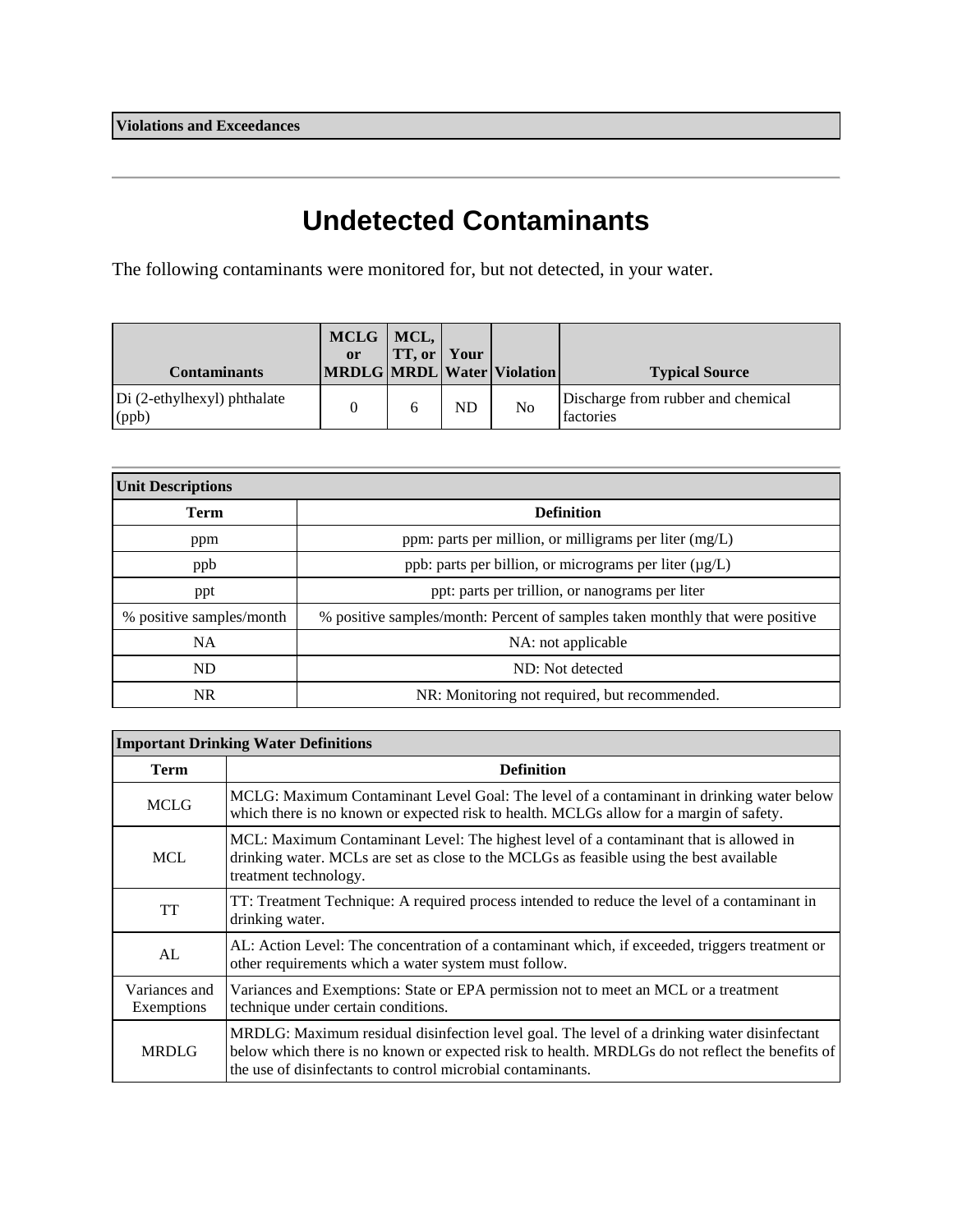**Violations and Exceedances**

---

# Undetected Contaminants

The following contaminants were monitored for, but not detected, in your water.

| Contaminants | MCLG or MRDLG | MCL, TT, or MRDL | Your Water | Violation | Typical Source |
|---|---|---|---|---|---|
| Di (2-ethylhexyl) phthalate (ppb) | 0 | 6 | ND | No | Discharge from rubber and chemical factories |

---

| Unit Descriptions | |
|---|---|
| **Term** | **Definition** |
| ppm | ppm: parts per million, or milligrams per liter (mg/L) |
| ppb | ppb: parts per billion, or micrograms per liter (µg/L) |
| ppt | ppt: parts per trillion, or nanograms per liter |
| % positive samples/month | % positive samples/month: Percent of samples taken monthly that were positive |
| NA | NA: not applicable |
| ND | ND: Not detected |
| NR | NR: Monitoring not required, but recommended. |

| Important Drinking Water Definitions | |
|---|---|
| **Term** | **Definition** |
| MCLG | MCLG: Maximum Contaminant Level Goal: The level of a contaminant in drinking water below which there is no known or expected risk to health. MCLGs allow for a margin of safety. |
| MCL | MCL: Maximum Contaminant Level: The highest level of a contaminant that is allowed in drinking water. MCLs are set as close to the MCLGs as feasible using the best available treatment technology. |
| TT | TT: Treatment Technique: A required process intended to reduce the level of a contaminant in drinking water. |
| AL | AL: Action Level: The concentration of a contaminant which, if exceeded, triggers treatment or other requirements which a water system must follow. |
| Variances and Exemptions | Variances and Exemptions: State or EPA permission not to meet an MCL or a treatment technique under certain conditions. |
| MRDLG | MRDLG: Maximum residual disinfection level goal. The level of a drinking water disinfectant below which there is no known or expected risk to health. MRDLGs do not reflect the benefits of the use of disinfectants to control microbial contaminants. |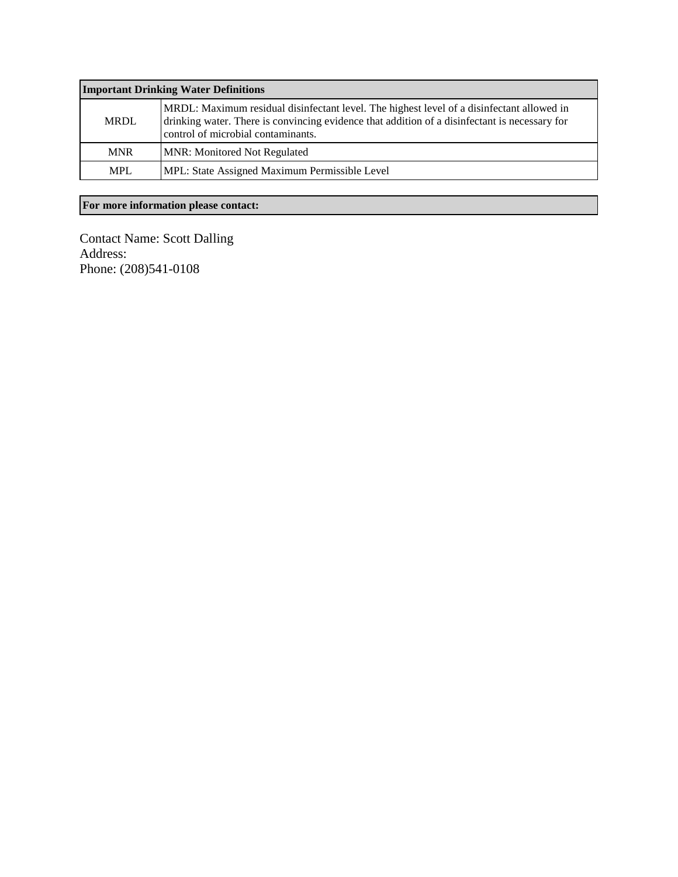| Important Drinking Water Definitions | |
|---|---|
| MRDL | MRDL: Maximum residual disinfectant level. The highest level of a disinfectant allowed in drinking water. There is convincing evidence that addition of a disinfectant is necessary for control of microbial contaminants. |
| MNR | MNR: Monitored Not Regulated |
| MPL | MPL: State Assigned Maximum Permissible Level |

**For more information please contact:**

Contact Name: Scott Dalling
Address:
Phone: (208)541-0108